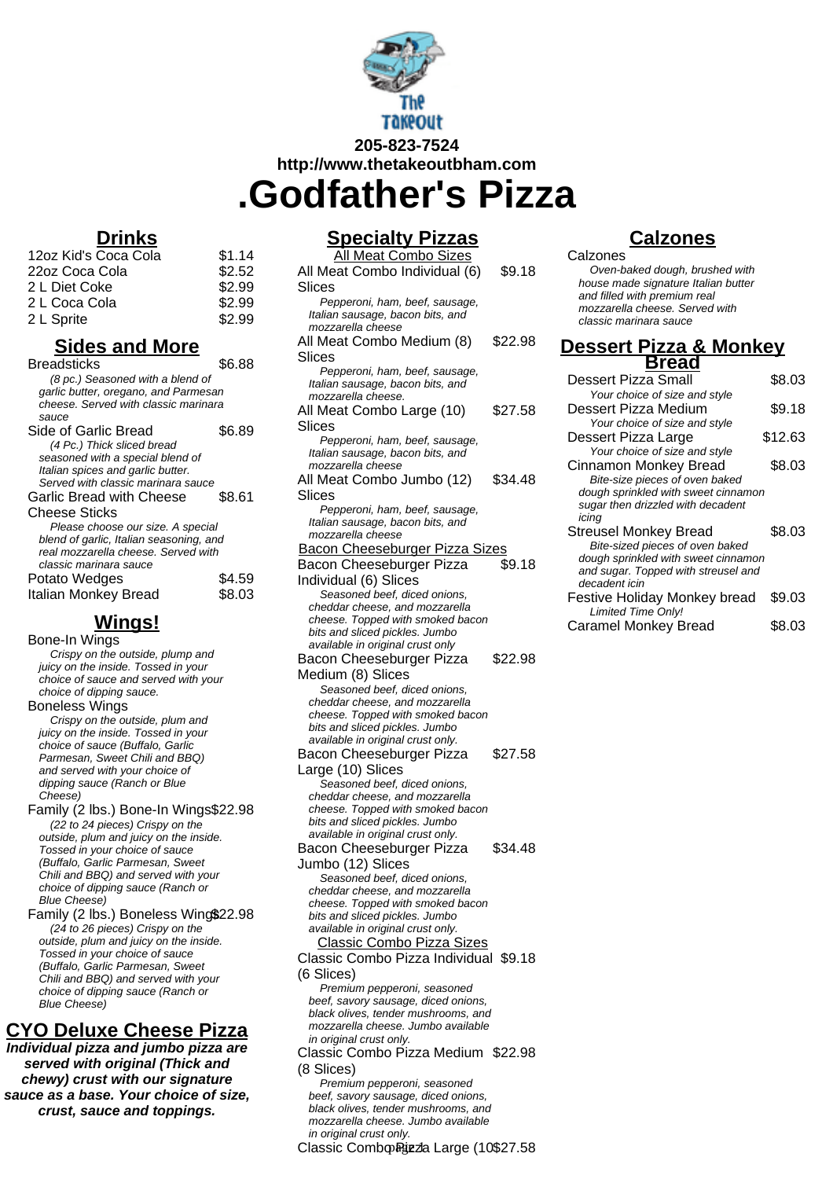The Takeout

**205-823-7524**
**http://www.thetakeoutbham.com**

# .Godfather's Pizza

## Drinks

| Item | Price |
|---|---|
| 12oz Kid's Coca Cola | $1.14 |
| 22oz Coca Cola | $2.52 |
| 2 L Diet Coke | $2.99 |
| 2 L Coca Cola | $2.99 |
| 2 L Sprite | $2.99 |

## Sides and More

Breadsticks $6.88
*(8 pc.) Seasoned with a blend of garlic butter, oregano, and Parmesan cheese. Served with classic marinara sauce*

Side of Garlic Bread $6.89
*(4 Pc.) Thick sliced bread seasoned with a special blend of Italian spices and garlic butter. Served with classic marinara sauce*

Garlic Bread with Cheese $8.61

Cheese Sticks
*Please choose our size. A special blend of garlic, Italian seasoning, and real mozzarella cheese. Served with classic marinara sauce*

Potato Wedges $4.59

Italian Monkey Bread $8.03

## Wings!

Bone-In Wings
*Crispy on the outside, plump and juicy on the inside. Tossed in your choice of sauce and served with your choice of dipping sauce.*

Boneless Wings
*Crispy on the outside, plum and juicy on the inside. Tossed in your choice of sauce (Buffalo, Garlic Parmesan, Sweet Chili and BBQ) and served with your choice of dipping sauce (Ranch or Blue Cheese)*

Family (2 lbs.) Bone-In Wings $22.98
*(22 to 24 pieces) Crispy on the outside, plum and juicy on the inside. Tossed in your choice of sauce (Buffalo, Garlic Parmesan, Sweet Chili and BBQ) and served with your choice of dipping sauce (Ranch or Blue Cheese)*

Family (2 lbs.) Boneless Wings $22.98
*(24 to 26 pieces) Crispy on the outside, plum and juicy on the inside. Tossed in your choice of sauce (Buffalo, Garlic Parmesan, Sweet Chili and BBQ) and served with your choice of dipping sauce (Ranch or Blue Cheese)*

## CYO Deluxe Cheese Pizza

**Individual pizza and jumbo pizza are served with original (Thick and chewy) crust with our signature sauce as a base. Your choice of size, crust, sauce and toppings.**

## Specialty Pizzas

### All Meat Combo Sizes

All Meat Combo Individual (6) Slices $9.18
*Pepperoni, ham, beef, sausage, Italian sausage, bacon bits, and mozzarella cheese*

All Meat Combo Medium (8) Slices $22.98
*Pepperoni, ham, beef, sausage, Italian sausage, bacon bits, and mozzarella cheese.*

All Meat Combo Large (10) Slices $27.58
*Pepperoni, ham, beef, sausage, Italian sausage, bacon bits, and mozzarella cheese*

All Meat Combo Jumbo (12) Slices $34.48
*Pepperoni, ham, beef, sausage, Italian sausage, bacon bits, and mozzarella cheese*

### Bacon Cheeseburger Pizza Sizes

Bacon Cheeseburger Pizza Individual (6) Slices $9.18
*Seasoned beef, diced onions, cheddar cheese, and mozzarella cheese. Topped with smoked bacon bits and sliced pickles. Jumbo available in original crust only*

Bacon Cheeseburger Pizza Medium (8) Slices $22.98
*Seasoned beef, diced onions, cheddar cheese, and mozzarella cheese. Topped with smoked bacon bits and sliced pickles. Jumbo available in original crust only.*

Bacon Cheeseburger Pizza Large (10) Slices $27.58
*Seasoned beef, diced onions, cheddar cheese, and mozzarella cheese. Topped with smoked bacon bits and sliced pickles. Jumbo available in original crust only.*

Bacon Cheeseburger Pizza Jumbo (12) Slices $34.48
*Seasoned beef, diced onions, cheddar cheese, and mozzarella cheese. Topped with smoked bacon bits and sliced pickles. Jumbo available in original crust only.*

### Classic Combo Pizza Sizes

Classic Combo Pizza Individual (6 Slices) $9.18
*Premium pepperoni, seasoned beef, savory sausage, diced onions, black olives, tender mushrooms, and mozzarella cheese. Jumbo available in original crust only.*

Classic Combo Pizza Medium (8 Slices) $22.98
*Premium pepperoni, seasoned beef, savory sausage, diced onions, black olives, tender mushrooms, and mozzarella cheese. Jumbo available in original crust only.*

Classic Combo Pizza Large (10 $27.58

## Calzones

Calzones
*Oven-baked dough, brushed with house made signature Italian butter and filled with premium real mozzarella cheese. Served with classic marinara sauce*

## Dessert Pizza & Monkey Bread

Dessert Pizza Small $8.03
*Your choice of size and style*

Dessert Pizza Medium $9.18
*Your choice of size and style*

Dessert Pizza Large $12.63
*Your choice of size and style*

Cinnamon Monkey Bread $8.03
*Bite-size pieces of oven baked dough sprinkled with sweet cinnamon sugar then drizzled with decadent icing*

Streusel Monkey Bread $8.03
*Bite-sized pieces of oven baked dough sprinkled with sweet cinnamon and sugar. Topped with streusel and decadent icin*

Festive Holiday Monkey bread $9.03
*Limited Time Only!*

Caramel Monkey Bread $8.03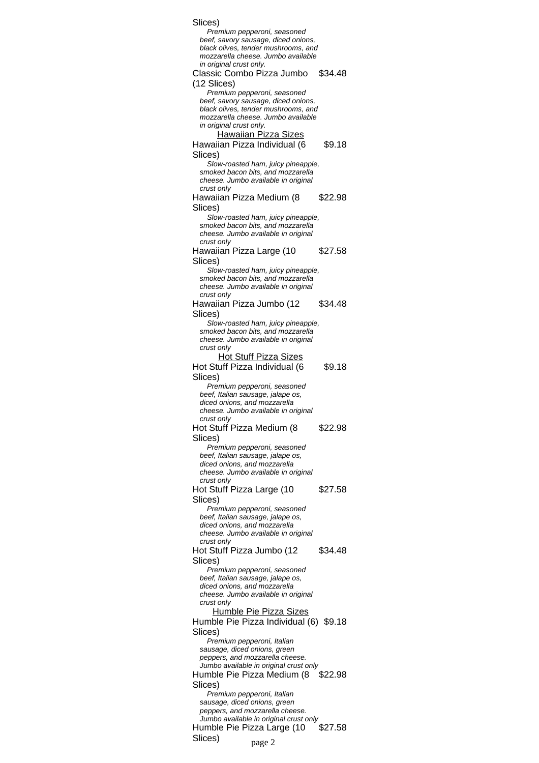Slices)

*Premium pepperoni, seasoned beef, savory sausage, diced onions, black olives, tender mushrooms, and mozzarella cheese. Jumbo available in original crust only.*

Classic Combo Pizza Jumbo (12 Slices) $34.48

*Premium pepperoni, seasoned beef, savory sausage, diced onions, black olives, tender mushrooms, and mozzarella cheese. Jumbo available in original crust only.*

## Hawaiian Pizza Sizes

Hawaiian Pizza Individual (6 Slices) $9.18

*Slow-roasted ham, juicy pineapple, smoked bacon bits, and mozzarella cheese. Jumbo available in original crust only*

Hawaiian Pizza Medium (8 Slices) $22.98

*Slow-roasted ham, juicy pineapple, smoked bacon bits, and mozzarella cheese. Jumbo available in original crust only*

Hawaiian Pizza Large (10 Slices) $27.58

*Slow-roasted ham, juicy pineapple, smoked bacon bits, and mozzarella cheese. Jumbo available in original crust only*

Hawaiian Pizza Jumbo (12 Slices) $34.48

*Slow-roasted ham, juicy pineapple, smoked bacon bits, and mozzarella cheese. Jumbo available in original crust only*

## Hot Stuff Pizza Sizes

Hot Stuff Pizza Individual (6 Slices) $9.18

*Premium pepperoni, seasoned beef, Italian sausage, jalape os, diced onions, and mozzarella cheese. Jumbo available in original crust only*

Hot Stuff Pizza Medium (8 Slices) $22.98

*Premium pepperoni, seasoned beef, Italian sausage, jalape os, diced onions, and mozzarella cheese. Jumbo available in original crust only*

Hot Stuff Pizza Large (10 Slices) $27.58

*Premium pepperoni, seasoned beef, Italian sausage, jalape os, diced onions, and mozzarella cheese. Jumbo available in original crust only*

Hot Stuff Pizza Jumbo (12 Slices) $34.48

*Premium pepperoni, seasoned beef, Italian sausage, jalape os, diced onions, and mozzarella cheese. Jumbo available in original crust only*

## Humble Pie Pizza Sizes

Humble Pie Pizza Individual (6) Slices) $9.18

*Premium pepperoni, Italian sausage, diced onions, green peppers, and mozzarella cheese. Jumbo available in original crust only*

Humble Pie Pizza Medium (8 Slices) $22.98

*Premium pepperoni, Italian sausage, diced onions, green peppers, and mozzarella cheese. Jumbo available in original crust only*

Humble Pie Pizza Large (10 Slices) $27.58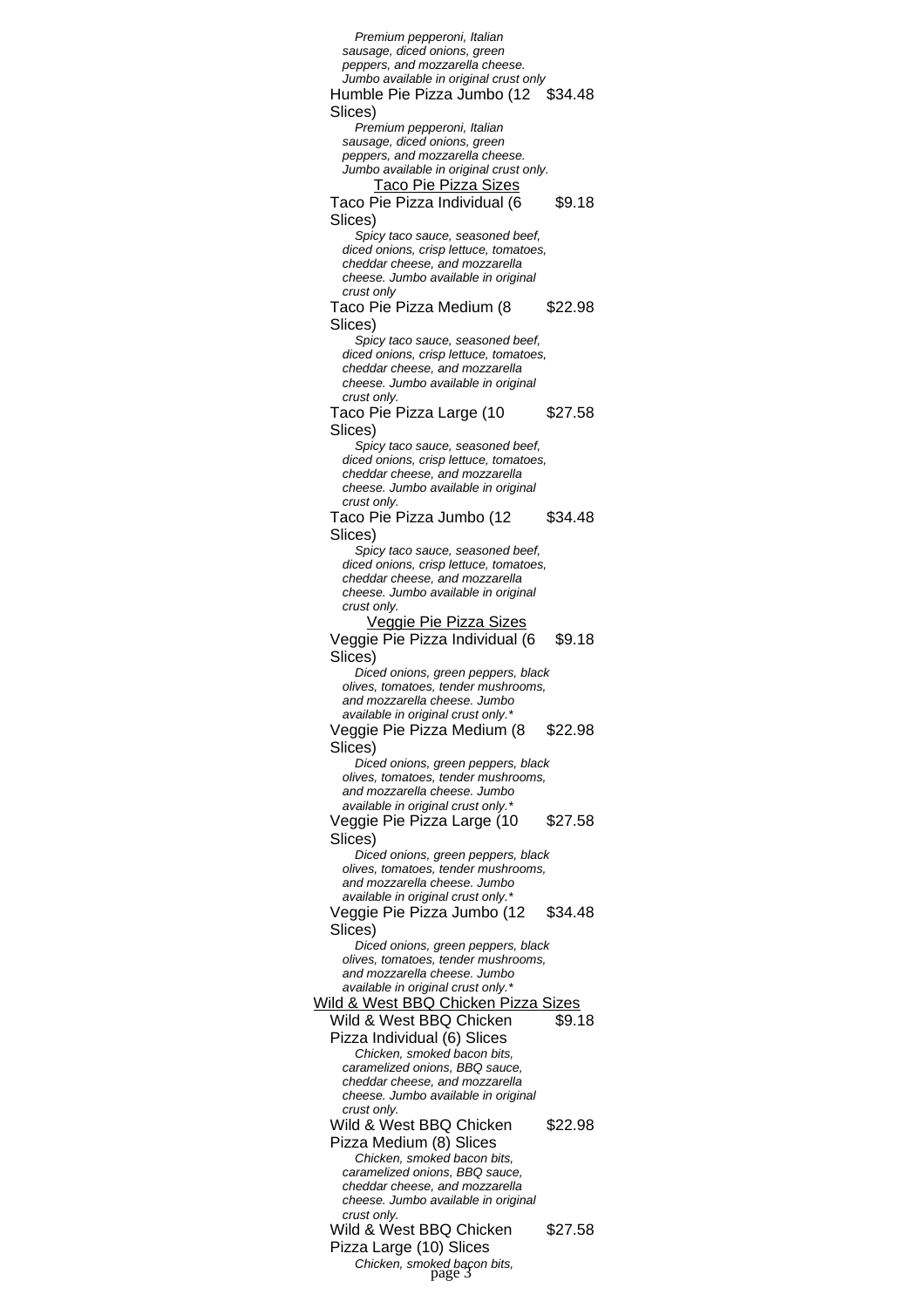*Premium pepperoni, Italian sausage, diced onions, green peppers, and mozzarella cheese. Jumbo available in original crust only*

Humble Pie Pizza Jumbo (12 Slices) $34.48

*Premium pepperoni, Italian sausage, diced onions, green peppers, and mozzarella cheese. Jumbo available in original crust only.*

## Taco Pie Pizza Sizes

Taco Pie Pizza Individual (6 Slices) $9.18

*Spicy taco sauce, seasoned beef, diced onions, crisp lettuce, tomatoes, cheddar cheese, and mozzarella cheese. Jumbo available in original crust only*

Taco Pie Pizza Medium (8 Slices) $22.98

*Spicy taco sauce, seasoned beef, diced onions, crisp lettuce, tomatoes, cheddar cheese, and mozzarella cheese. Jumbo available in original crust only.*

Taco Pie Pizza Large (10 Slices) $27.58

*Spicy taco sauce, seasoned beef, diced onions, crisp lettuce, tomatoes, cheddar cheese, and mozzarella cheese. Jumbo available in original crust only.*

Taco Pie Pizza Jumbo (12 Slices) $34.48

*Spicy taco sauce, seasoned beef, diced onions, crisp lettuce, tomatoes, cheddar cheese, and mozzarella cheese. Jumbo available in original crust only.*

## Veggie Pie Pizza Sizes

Veggie Pie Pizza Individual (6 Slices) $9.18

*Diced onions, green peppers, black olives, tomatoes, tender mushrooms, and mozzarella cheese. Jumbo available in original crust only.**

Veggie Pie Pizza Medium (8 Slices) $22.98

*Diced onions, green peppers, black olives, tomatoes, tender mushrooms, and mozzarella cheese. Jumbo available in original crust only.**

Veggie Pie Pizza Large (10 Slices) $27.58

*Diced onions, green peppers, black olives, tomatoes, tender mushrooms, and mozzarella cheese. Jumbo available in original crust only.**

Veggie Pie Pizza Jumbo (12 Slices) $34.48

*Diced onions, green peppers, black olives, tomatoes, tender mushrooms, and mozzarella cheese. Jumbo available in original crust only.**

## Wild & West BBQ Chicken Pizza Sizes

Wild & West BBQ Chicken Pizza Individual (6) Slices $9.18

*Chicken, smoked bacon bits, caramelized onions, BBQ sauce, cheddar cheese, and mozzarella cheese. Jumbo available in original crust only.*

Wild & West BBQ Chicken Pizza Medium (8) Slices $22.98

*Chicken, smoked bacon bits, caramelized onions, BBQ sauce, cheddar cheese, and mozzarella cheese. Jumbo available in original crust only.*

Wild & West BBQ Chicken Pizza Large (10) Slices $27.58

*Chicken, smoked bacon bits,*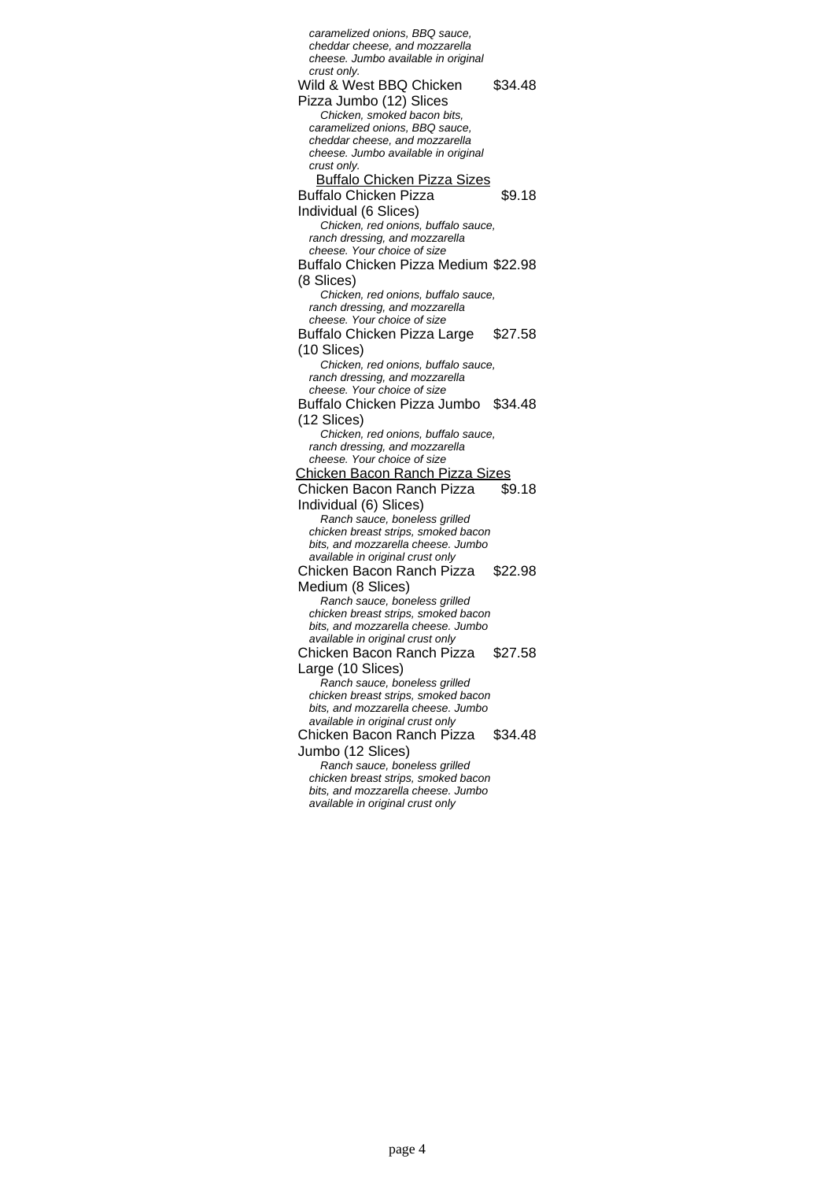*caramelized onions, BBQ sauce, cheddar cheese, and mozzarella cheese. Jumbo available in original crust only.*

Wild & West BBQ Chicken Pizza Jumbo (12) Slices — $34.48

*Chicken, smoked bacon bits, caramelized onions, BBQ sauce, cheddar cheese, and mozzarella cheese. Jumbo available in original crust only.*

## Buffalo Chicken Pizza Sizes

Buffalo Chicken Pizza Individual (6 Slices) — $9.18

*Chicken, red onions, buffalo sauce, ranch dressing, and mozzarella cheese. Your choice of size*

Buffalo Chicken Pizza Medium (8 Slices) — $22.98

*Chicken, red onions, buffalo sauce, ranch dressing, and mozzarella cheese. Your choice of size*

Buffalo Chicken Pizza Large (10 Slices) — $27.58

*Chicken, red onions, buffalo sauce, ranch dressing, and mozzarella cheese. Your choice of size*

Buffalo Chicken Pizza Jumbo (12 Slices) — $34.48

*Chicken, red onions, buffalo sauce, ranch dressing, and mozzarella cheese. Your choice of size*

## Chicken Bacon Ranch Pizza Sizes

Chicken Bacon Ranch Pizza Individual (6) Slices) — $9.18

*Ranch sauce, boneless grilled chicken breast strips, smoked bacon bits, and mozzarella cheese. Jumbo available in original crust only*

Chicken Bacon Ranch Pizza Medium (8 Slices) — $22.98

*Ranch sauce, boneless grilled chicken breast strips, smoked bacon bits, and mozzarella cheese. Jumbo available in original crust only*

Chicken Bacon Ranch Pizza Large (10 Slices) — $27.58

*Ranch sauce, boneless grilled chicken breast strips, smoked bacon bits, and mozzarella cheese. Jumbo available in original crust only*

Chicken Bacon Ranch Pizza Jumbo (12 Slices) — $34.48

*Ranch sauce, boneless grilled chicken breast strips, smoked bacon bits, and mozzarella cheese. Jumbo available in original crust only*